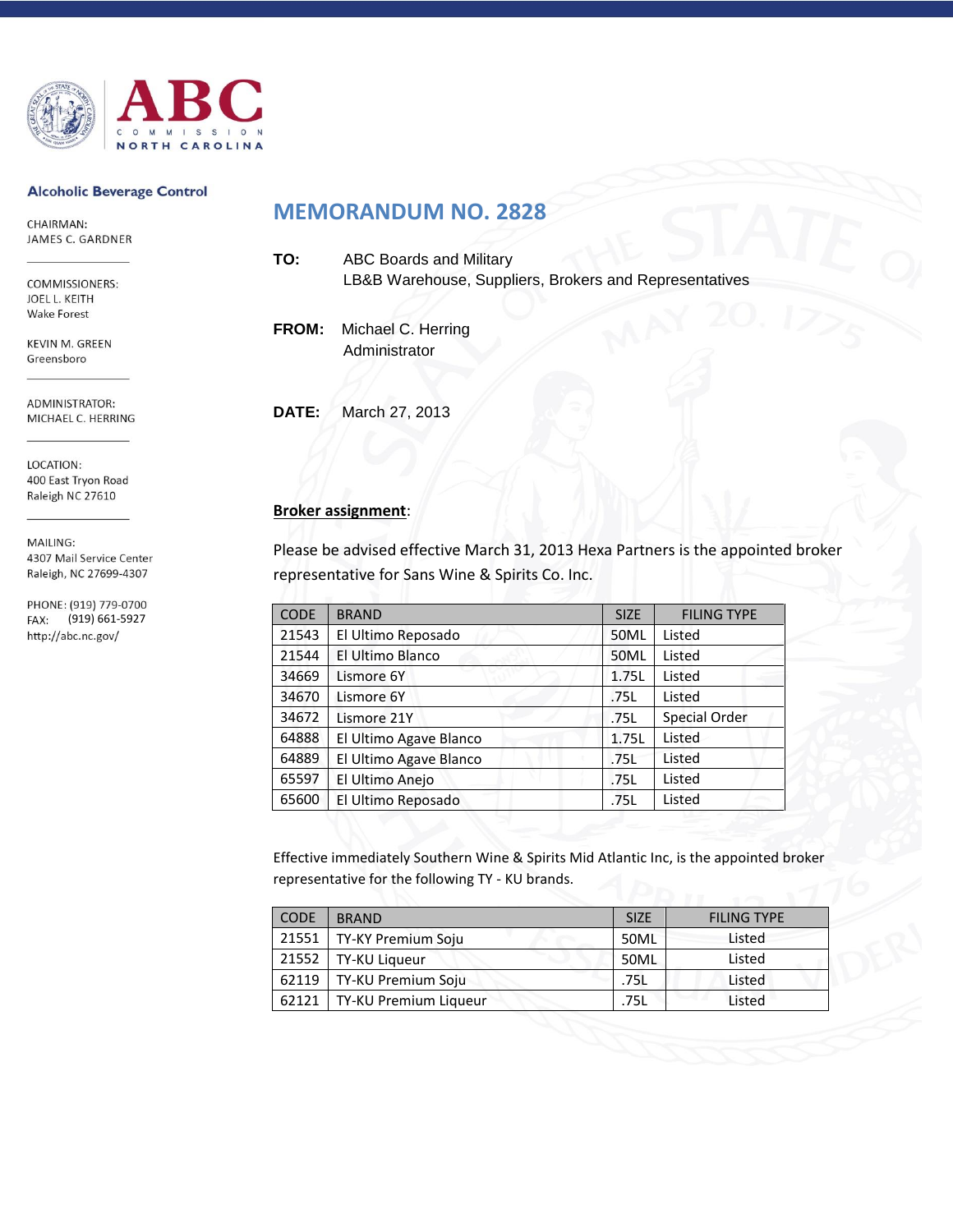# ABC

COMMISSION
NORTH CAROLINA

**Alcoholic Beverage Control**

CHAIRMAN:
JAMES C. GARDNER

COMMISSIONERS:
JOEL L. KEITH
Wake Forest

KEVIN M. GREEN
Greensboro

ADMINISTRATOR:
MICHAEL C. HERRING

LOCATION:
400 East Tryon Road
Raleigh NC 27610

MAILING:
4307 Mail Service Center
Raleigh, NC 27699-4307

PHONE: (919) 779-0700
FAX: (919) 661-5927
http://abc.nc.gov/

## MEMORANDUM NO. 2828

**TO:** ABC Boards and Military
LB&B Warehouse, Suppliers, Brokers and Representatives

**FROM:** Michael C. Herring
Administrator

**DATE:** March 27, 2013

**Broker assignment**:

Please be advised effective March 31, 2013 Hexa Partners is the appointed broker representative for Sans Wine & Spirits Co. Inc.

| CODE | BRAND | SIZE | FILING TYPE |
|---|---|---|---|
| 21543 | El Ultimo Reposado | 50ML | Listed |
| 21544 | El Ultimo Blanco | 50ML | Listed |
| 34669 | Lismore 6Y | 1.75L | Listed |
| 34670 | Lismore 6Y | .75L | Listed |
| 34672 | Lismore 21Y | .75L | Special Order |
| 64888 | El Ultimo Agave Blanco | 1.75L | Listed |
| 64889 | El Ultimo Agave Blanco | .75L | Listed |
| 65597 | El Ultimo Anejo | .75L | Listed |
| 65600 | El Ultimo Reposado | .75L | Listed |

Effective immediately Southern Wine & Spirits Mid Atlantic Inc, is the appointed broker representative for the following TY - KU brands.

| CODE | BRAND | SIZE | FILING TYPE |
|---|---|---|---|
| 21551 | TY-KY Premium Soju | 50ML | Listed |
| 21552 | TY-KU Liqueur | 50ML | Listed |
| 62119 | TY-KU Premium Soju | .75L | Listed |
| 62121 | TY-KU Premium Liqueur | .75L | Listed |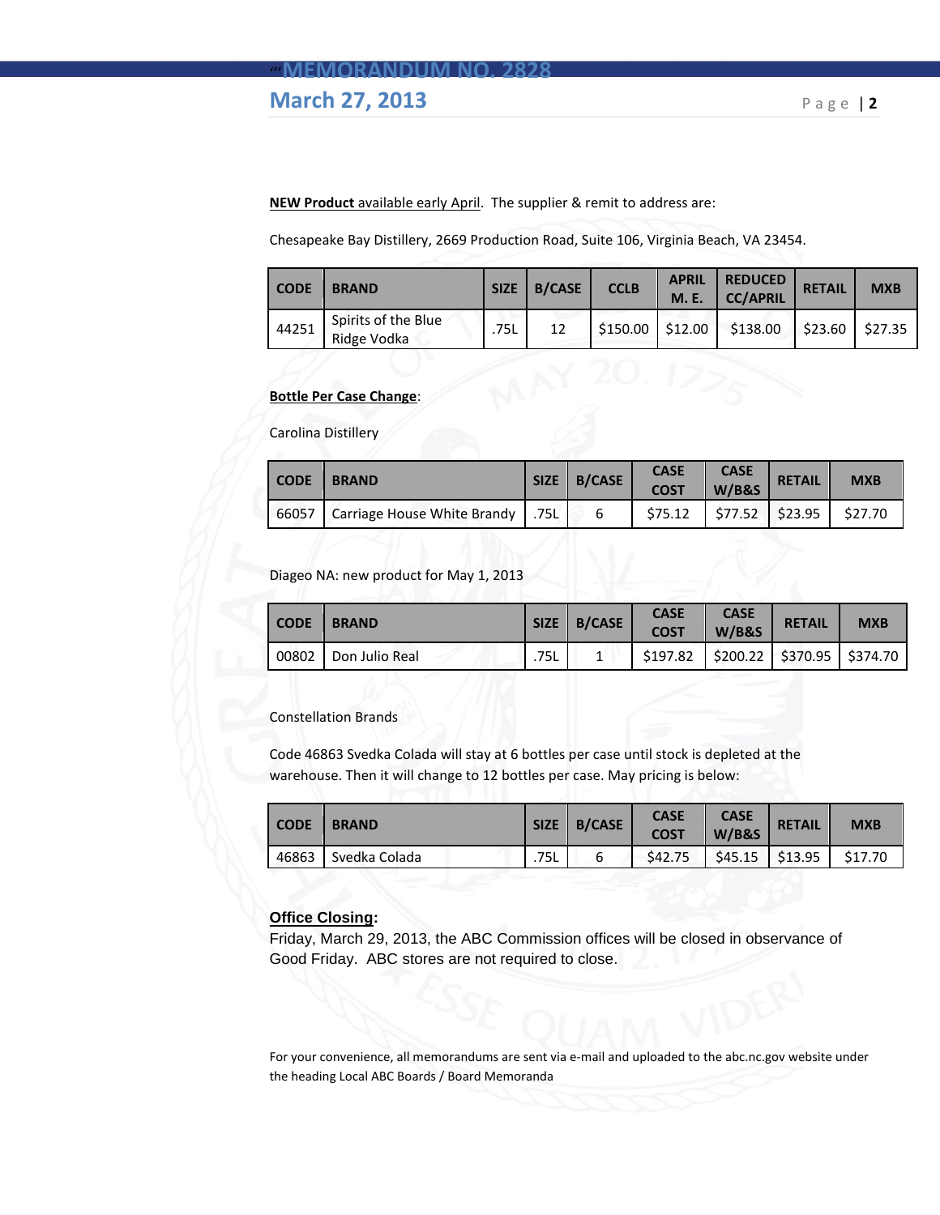**NEW Product** available early April. The supplier & remit to address are:

Chesapeake Bay Distillery, 2669 Production Road, Suite 106, Virginia Beach, VA 23454.

| CODE | BRAND | SIZE | B/CASE | CCLB | APRIL M. E. | REDUCED CC/APRIL | RETAIL | MXB |
|---|---|---|---|---|---|---|---|---|
| 44251 | Spirits of the Blue Ridge Vodka | .75L | 12 | $150.00 | $12.00 | $138.00 | $23.60 | $27.35 |

**Bottle Per Case Change**:

Carolina Distillery

| CODE | BRAND | SIZE | B/CASE | CASE COST | CASE W/B&S | RETAIL | MXB |
|---|---|---|---|---|---|---|---|
| 66057 | Carriage House White Brandy | .75L | 6 | $75.12 | $77.52 | $23.95 | $27.70 |

Diageo NA: new product for May 1, 2013

| CODE | BRAND | SIZE | B/CASE | CASE COST | CASE W/B&S | RETAIL | MXB |
|---|---|---|---|---|---|---|---|
| 00802 | Don Julio Real | .75L | 1 | $197.82 | $200.22 | $370.95 | $374.70 |

Constellation Brands

Code 46863 Svedka Colada will stay at 6 bottles per case until stock is depleted at the warehouse. Then it will change to 12 bottles per case. May pricing is below:

| CODE | BRAND | SIZE | B/CASE | CASE COST | CASE W/B&S | RETAIL | MXB |
|---|---|---|---|---|---|---|---|
| 46863 | Svedka Colada | .75L | 6 | $42.75 | $45.15 | $13.95 | $17.70 |

**Office Closing**:

Friday, March 29, 2013, the ABC Commission offices will be closed in observance of Good Friday. ABC stores are not required to close.

For your convenience, all memorandums are sent via e-mail and uploaded to the abc.nc.gov website under the heading Local ABC Boards / Board Memoranda